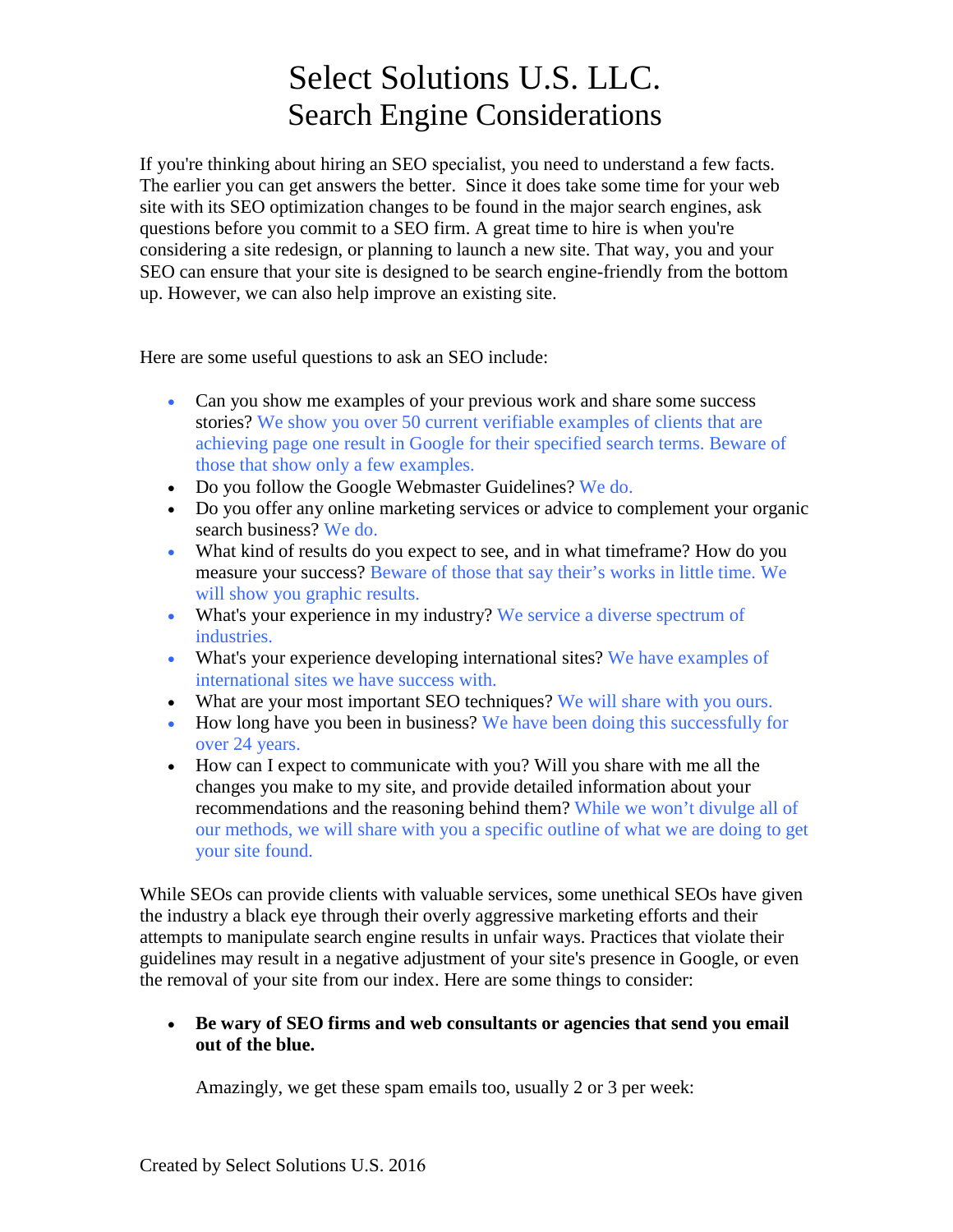# Select Solutions U.S. LLC.
## Search Engine Considerations

If you're thinking about hiring an SEO specialist, you need to understand a few facts. The earlier you can get answers the better. Since it does take some time for your web site with its SEO optimization changes to be found in the major search engines, ask questions before you commit to a SEO firm. A great time to hire is when you're considering a site redesign, or planning to launch a new site. That way, you and your SEO can ensure that your site is designed to be search engine-friendly from the bottom up. However, we can also help improve an existing site.

Here are some useful questions to ask an SEO include:

- Can you show me examples of your previous work and share some success stories? We show you over 50 current verifiable examples of clients that are achieving page one result in Google for their specified search terms. Beware of those that show only a few examples.
- Do you follow the Google Webmaster Guidelines? We do.
- Do you offer any online marketing services or advice to complement your organic search business? We do.
- What kind of results do you expect to see, and in what timeframe? How do you measure your success? Beware of those that say their's works in little time. We will show you graphic results.
- What's your experience in my industry? We service a diverse spectrum of industries.
- What's your experience developing international sites? We have examples of international sites we have success with.
- What are your most important SEO techniques? We will share with you ours.
- How long have you been in business? We have been doing this successfully for over 24 years.
- How can I expect to communicate with you? Will you share with me all the changes you make to my site, and provide detailed information about your recommendations and the reasoning behind them? While we won't divulge all of our methods, we will share with you a specific outline of what we are doing to get your site found.

While SEOs can provide clients with valuable services, some unethical SEOs have given the industry a black eye through their overly aggressive marketing efforts and their attempts to manipulate search engine results in unfair ways. Practices that violate their guidelines may result in a negative adjustment of your site's presence in Google, or even the removal of your site from our index. Here are some things to consider:

- **Be wary of SEO firms and web consultants or agencies that send you email out of the blue.**

  Amazingly, we get these spam emails too, usually 2 or 3 per week: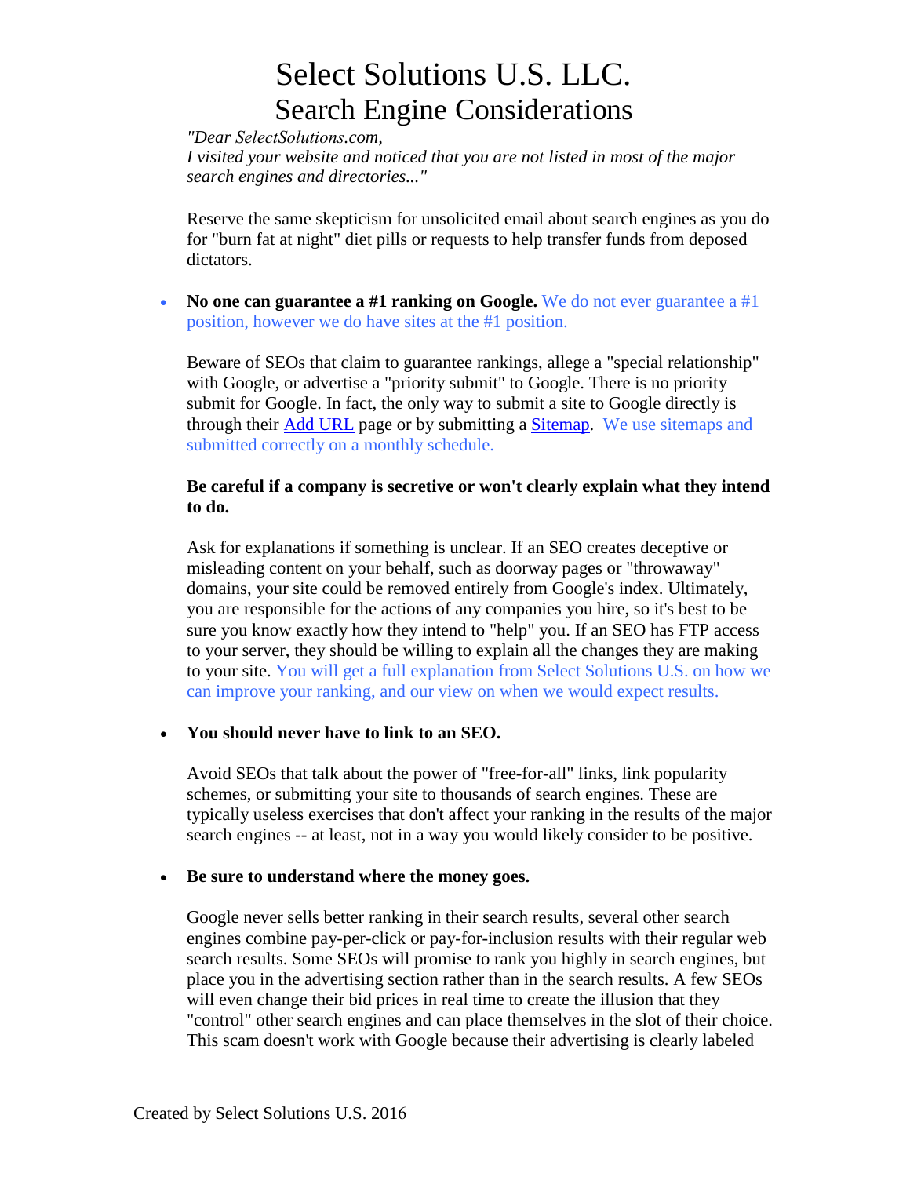# Select Solutions U.S. LLC.
## Search Engine Considerations

*"Dear SelectSolutions.com,*
*I visited your website and noticed that you are not listed in most of the major search engines and directories..."*

Reserve the same skepticism for unsolicited email about search engines as you do for "burn fat at night" diet pills or requests to help transfer funds from deposed dictators.

- **No one can guarantee a #1 ranking on Google.** We do not ever guarantee a #1 position, however we do have sites at the #1 position.

  Beware of SEOs that claim to guarantee rankings, allege a "special relationship" with Google, or advertise a "priority submit" to Google. There is no priority submit for Google. In fact, the only way to submit a site to Google directly is through their Add URL page or by submitting a Sitemap. We use sitemaps and submitted correctly on a monthly schedule.

  **Be careful if a company is secretive or won't clearly explain what they intend to do.**

  Ask for explanations if something is unclear. If an SEO creates deceptive or misleading content on your behalf, such as doorway pages or "throwaway" domains, your site could be removed entirely from Google's index. Ultimately, you are responsible for the actions of any companies you hire, so it's best to be sure you know exactly how they intend to "help" you. If an SEO has FTP access to your server, they should be willing to explain all the changes they are making to your site. You will get a full explanation from Select Solutions U.S. on how we can improve your ranking, and our view on when we would expect results.

- **You should never have to link to an SEO.**

  Avoid SEOs that talk about the power of "free-for-all" links, link popularity schemes, or submitting your site to thousands of search engines. These are typically useless exercises that don't affect your ranking in the results of the major search engines -- at least, not in a way you would likely consider to be positive.

- **Be sure to understand where the money goes.**

  Google never sells better ranking in their search results, several other search engines combine pay-per-click or pay-for-inclusion results with their regular web search results. Some SEOs will promise to rank you highly in search engines, but place you in the advertising section rather than in the search results. A few SEOs will even change their bid prices in real time to create the illusion that they "control" other search engines and can place themselves in the slot of their choice. This scam doesn't work with Google because their advertising is clearly labeled

Created by Select Solutions U.S. 2016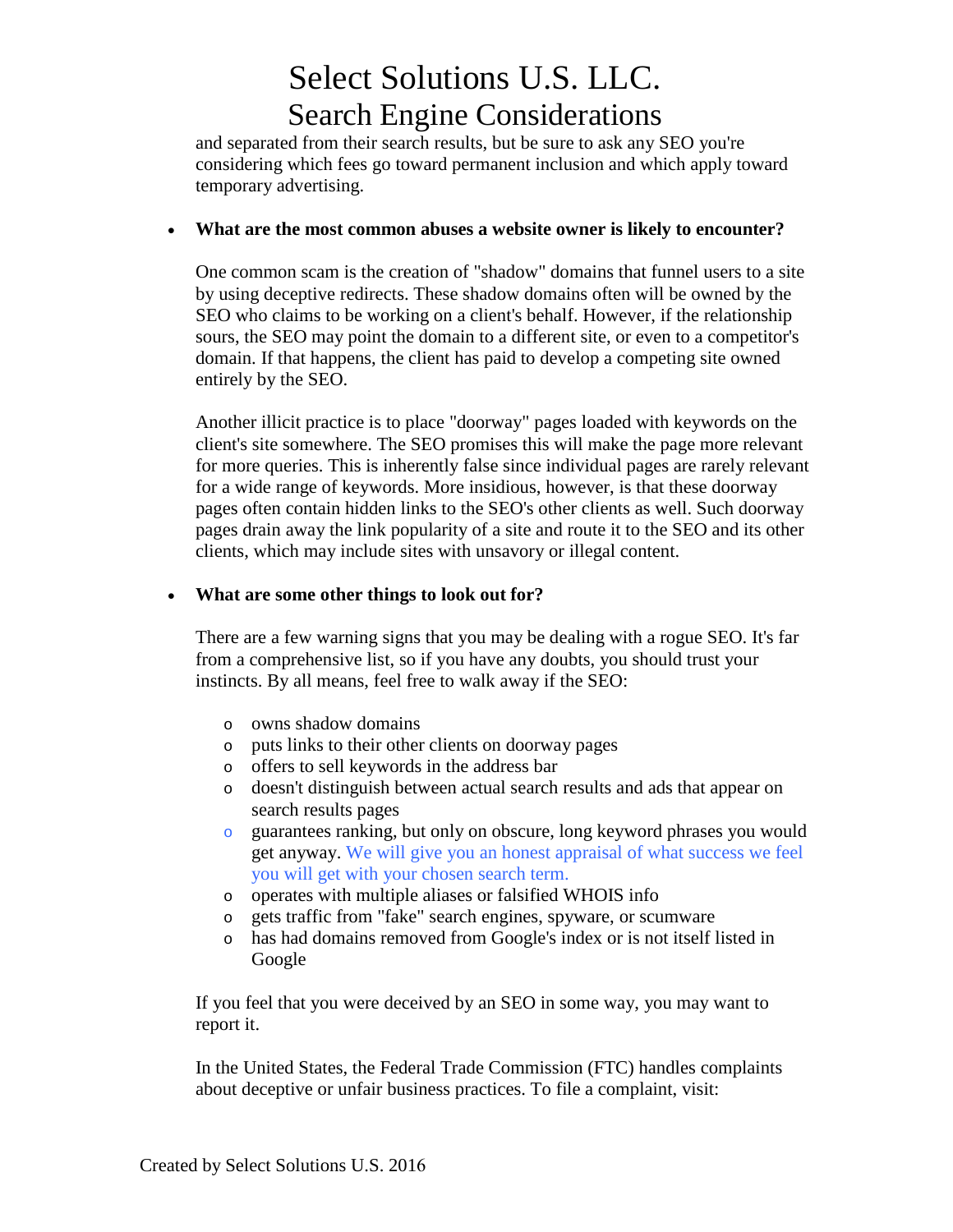and separated from their search results, but be sure to ask any SEO you're considering which fees go toward permanent inclusion and which apply toward temporary advertising.

- **What are the most common abuses a website owner is likely to encounter?**

  One common scam is the creation of "shadow" domains that funnel users to a site by using deceptive redirects. These shadow domains often will be owned by the SEO who claims to be working on a client's behalf. However, if the relationship sours, the SEO may point the domain to a different site, or even to a competitor's domain. If that happens, the client has paid to develop a competing site owned entirely by the SEO.

  Another illicit practice is to place "doorway" pages loaded with keywords on the client's site somewhere. The SEO promises this will make the page more relevant for more queries. This is inherently false since individual pages are rarely relevant for a wide range of keywords. More insidious, however, is that these doorway pages often contain hidden links to the SEO's other clients as well. Such doorway pages drain away the link popularity of a site and route it to the SEO and its other clients, which may include sites with unsavory or illegal content.

- **What are some other things to look out for?**

  There are a few warning signs that you may be dealing with a rogue SEO. It's far from a comprehensive list, so if you have any doubts, you should trust your instincts. By all means, feel free to walk away if the SEO:

  - owns shadow domains
  - puts links to their other clients on doorway pages
  - offers to sell keywords in the address bar
  - doesn't distinguish between actual search results and ads that appear on search results pages
  - guarantees ranking, but only on obscure, long keyword phrases you would get anyway. We will give you an honest appraisal of what success we feel you will get with your chosen search term.
  - operates with multiple aliases or falsified WHOIS info
  - gets traffic from "fake" search engines, spyware, or scumware
  - has had domains removed from Google's index or is not itself listed in Google

  If you feel that you were deceived by an SEO in some way, you may want to report it.

  In the United States, the Federal Trade Commission (FTC) handles complaints about deceptive or unfair business practices. To file a complaint, visit: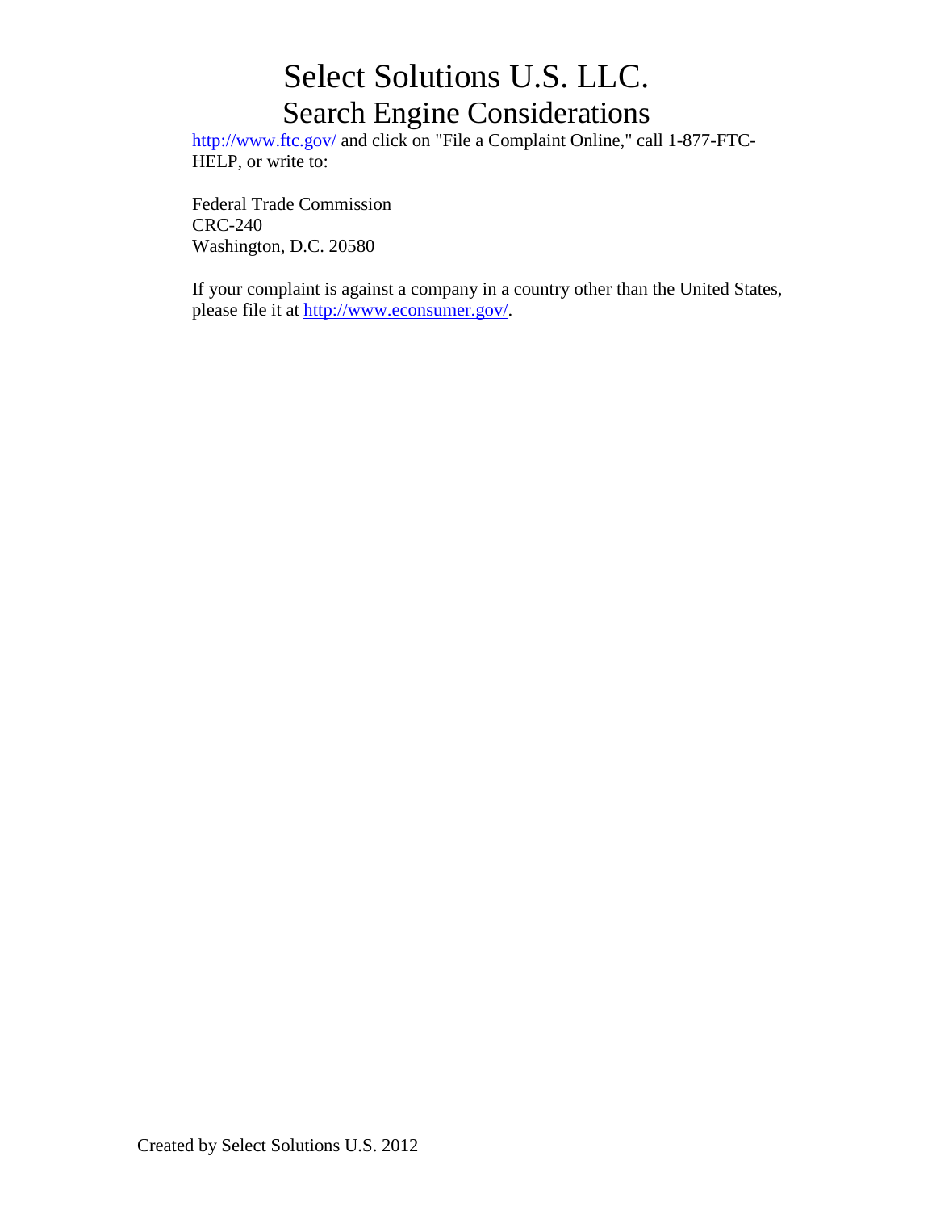http://www.ftc.gov/ and click on "File a Complaint Online," call 1-877-FTC-HELP, or write to:

Federal Trade Commission
CRC-240
Washington, D.C. 20580

If your complaint is against a company in a country other than the United States, please file it at http://www.econsumer.gov/.